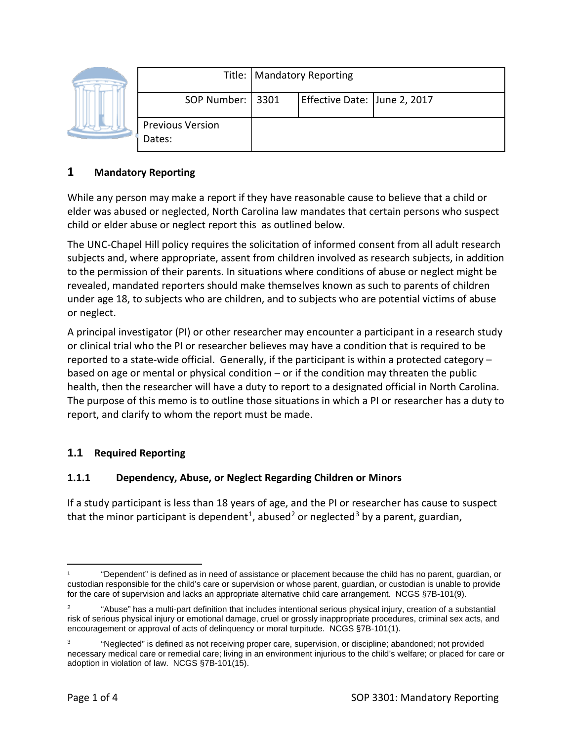| | Title: | Mandatory Reporting | | |
|---|---|---|---|---|
| | SOP Number: | 3301 | Effective Date: | June 2, 2017 |
| | Previous Version Dates: | | | |

# 1 Mandatory Reporting

While any person may make a report if they have reasonable cause to believe that a child or elder was abused or neglected, North Carolina law mandates that certain persons who suspect child or elder abuse or neglect report this as outlined below.

The UNC-Chapel Hill policy requires the solicitation of informed consent from all adult research subjects and, where appropriate, assent from children involved as research subjects, in addition to the permission of their parents. In situations where conditions of abuse or neglect might be revealed, mandated reporters should make themselves known as such to parents of children under age 18, to subjects who are children, and to subjects who are potential victims of abuse or neglect.

A principal investigator (PI) or other researcher may encounter a participant in a research study or clinical trial who the PI or researcher believes may have a condition that is required to be reported to a state-wide official. Generally, if the participant is within a protected category – based on age or mental or physical condition – or if the condition may threaten the public health, then the researcher will have a duty to report to a designated official in North Carolina. The purpose of this memo is to outline those situations in which a PI or researcher has a duty to report, and clarify to whom the report must be made.

## 1.1 Required Reporting

### 1.1.1 Dependency, Abuse, or Neglect Regarding Children or Minors

If a study participant is less than 18 years of age, and the PI or researcher has cause to suspect that the minor participant is dependent[1], abused[2] or neglected[3] by a parent, guardian,

---

[1] "Dependent" is defined as in need of assistance or placement because the child has no parent, guardian, or custodian responsible for the child's care or supervision or whose parent, guardian, or custodian is unable to provide for the care of supervision and lacks an appropriate alternative child care arrangement. NCGS §7B-101(9).

[2] "Abuse" has a multi-part definition that includes intentional serious physical injury, creation of a substantial risk of serious physical injury or emotional damage, cruel or grossly inappropriate procedures, criminal sex acts, and encouragement or approval of acts of delinquency or moral turpitude. NCGS §7B-101(1).

[3] "Neglected" is defined as not receiving proper care, supervision, or discipline; abandoned; not provided necessary medical care or remedial care; living in an environment injurious to the child's welfare; or placed for care or adoption in violation of law. NCGS §7B-101(15).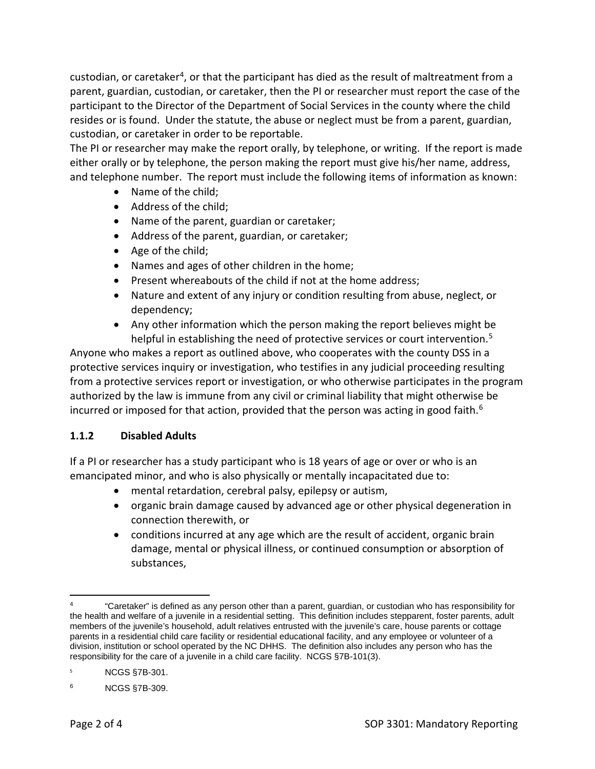custodian, or caretaker[4], or that the participant has died as the result of maltreatment from a parent, guardian, custodian, or caretaker, then the PI or researcher must report the case of the participant to the Director of the Department of Social Services in the county where the child resides or is found. Under the statute, the abuse or neglect must be from a parent, guardian, custodian, or caretaker in order to be reportable.

The PI or researcher may make the report orally, by telephone, or writing. If the report is made either orally or by telephone, the person making the report must give his/her name, address, and telephone number. The report must include the following items of information as known:

- Name of the child;
- Address of the child;
- Name of the parent, guardian or caretaker;
- Address of the parent, guardian, or caretaker;
- Age of the child;
- Names and ages of other children in the home;
- Present whereabouts of the child if not at the home address;
- Nature and extent of any injury or condition resulting from abuse, neglect, or dependency;
- Any other information which the person making the report believes might be helpful in establishing the need of protective services or court intervention.[5]

Anyone who makes a report as outlined above, who cooperates with the county DSS in a protective services inquiry or investigation, who testifies in any judicial proceeding resulting from a protective services report or investigation, or who otherwise participates in the program authorized by the law is immune from any civil or criminal liability that might otherwise be incurred or imposed for that action, provided that the person was acting in good faith.[6]

### 1.1.2 Disabled Adults

If a PI or researcher has a study participant who is 18 years of age or over or who is an emancipated minor, and who is also physically or mentally incapacitated due to:

- mental retardation, cerebral palsy, epilepsy or autism,
- organic brain damage caused by advanced age or other physical degeneration in connection therewith, or
- conditions incurred at any age which are the result of accident, organic brain damage, mental or physical illness, or continued consumption or absorption of substances,

---

[4] "Caretaker" is defined as any person other than a parent, guardian, or custodian who has responsibility for the health and welfare of a juvenile in a residential setting. This definition includes stepparent, foster parents, adult members of the juvenile's household, adult relatives entrusted with the juvenile's care, house parents or cottage parents in a residential child care facility or residential educational facility, and any employee or volunteer of a division, institution or school operated by the NC DHHS. The definition also includes any person who has the responsibility for the care of a juvenile in a child care facility. NCGS §7B-101(3).

[5] NCGS §7B-301.

[6] NCGS §7B-309.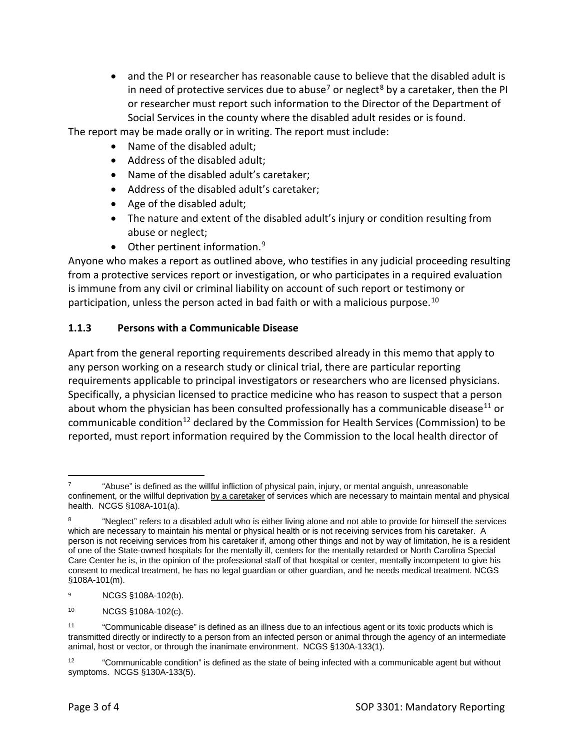- and the PI or researcher has reasonable cause to believe that the disabled adult is in need of protective services due to abuse[7] or neglect[8] by a caretaker, then the PI or researcher must report such information to the Director of the Department of Social Services in the county where the disabled adult resides or is found.

The report may be made orally or in writing. The report must include:

- Name of the disabled adult;
- Address of the disabled adult;
- Name of the disabled adult's caretaker;
- Address of the disabled adult's caretaker;
- Age of the disabled adult;
- The nature and extent of the disabled adult's injury or condition resulting from abuse or neglect;
- Other pertinent information.[9]

Anyone who makes a report as outlined above, who testifies in any judicial proceeding resulting from a protective services report or investigation, or who participates in a required evaluation is immune from any civil or criminal liability on account of such report or testimony or participation, unless the person acted in bad faith or with a malicious purpose.[10]

### 1.1.3 Persons with a Communicable Disease

Apart from the general reporting requirements described already in this memo that apply to any person working on a research study or clinical trial, there are particular reporting requirements applicable to principal investigators or researchers who are licensed physicians. Specifically, a physician licensed to practice medicine who has reason to suspect that a person about whom the physician has been consulted professionally has a communicable disease[11] or communicable condition[12] declared by the Commission for Health Services (Commission) to be reported, must report information required by the Commission to the local health director of

---

[7] "Abuse" is defined as the willful infliction of physical pain, injury, or mental anguish, unreasonable confinement, or the willful deprivation by a caretaker of services which are necessary to maintain mental and physical health. NCGS §108A-101(a).

[8] "Neglect" refers to a disabled adult who is either living alone and not able to provide for himself the services which are necessary to maintain his mental or physical health or is not receiving services from his caretaker. A person is not receiving services from his caretaker if, among other things and not by way of limitation, he is a resident of one of the State-owned hospitals for the mentally ill, centers for the mentally retarded or North Carolina Special Care Center he is, in the opinion of the professional staff of that hospital or center, mentally incompetent to give his consent to medical treatment, he has no legal guardian or other guardian, and he needs medical treatment. NCGS §108A-101(m).

[9] NCGS §108A-102(b).

[10] NCGS §108A-102(c).

[11] "Communicable disease" is defined as an illness due to an infectious agent or its toxic products which is transmitted directly or indirectly to a person from an infected person or animal through the agency of an intermediate animal, host or vector, or through the inanimate environment. NCGS §130A-133(1).

[12] "Communicable condition" is defined as the state of being infected with a communicable agent but without symptoms. NCGS §130A-133(5).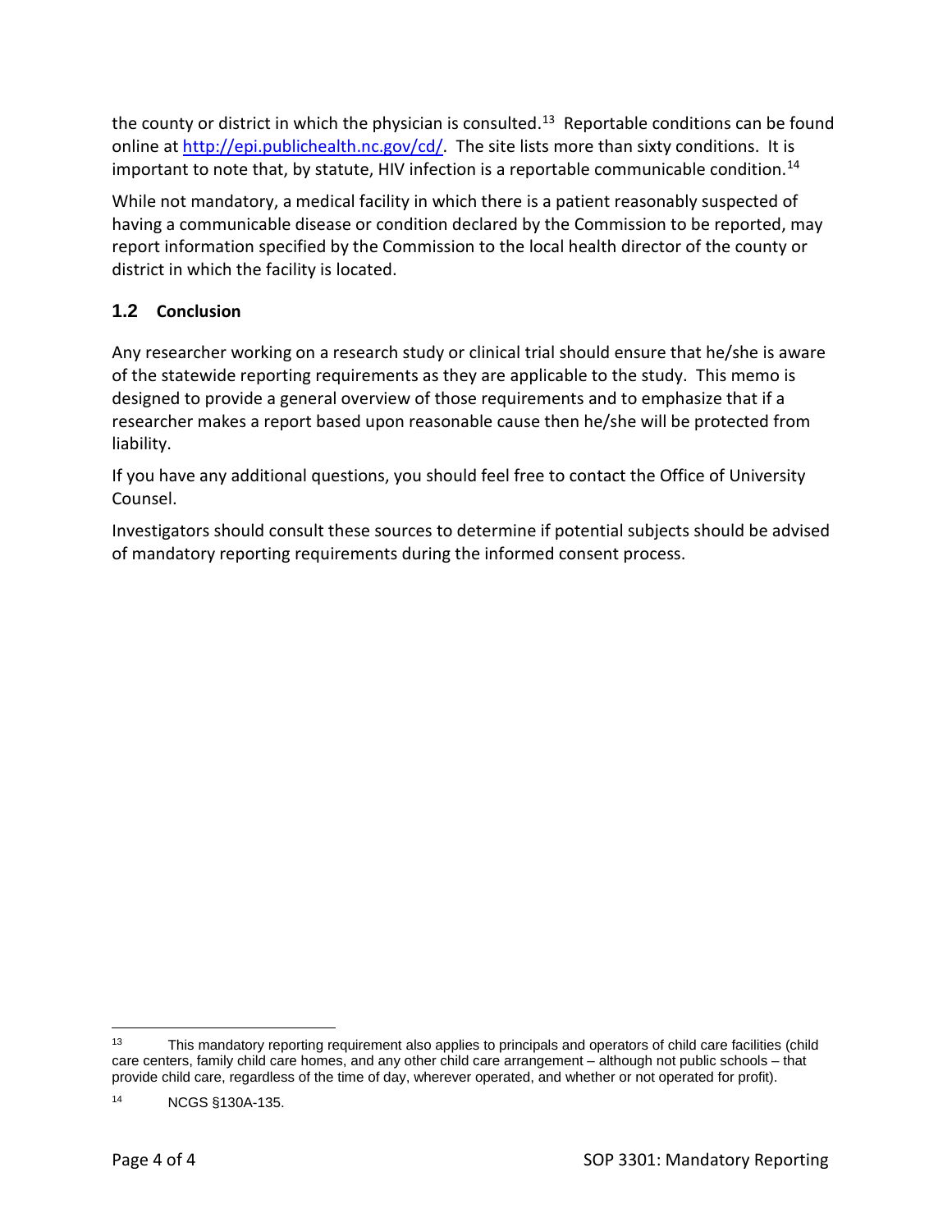the county or district in which the physician is consulted.[13] Reportable conditions can be found online at http://epi.publichealth.nc.gov/cd/. The site lists more than sixty conditions. It is important to note that, by statute, HIV infection is a reportable communicable condition.[14]

While not mandatory, a medical facility in which there is a patient reasonably suspected of having a communicable disease or condition declared by the Commission to be reported, may report information specified by the Commission to the local health director of the county or district in which the facility is located.

## 1.2 Conclusion

Any researcher working on a research study or clinical trial should ensure that he/she is aware of the statewide reporting requirements as they are applicable to the study. This memo is designed to provide a general overview of those requirements and to emphasize that if a researcher makes a report based upon reasonable cause then he/she will be protected from liability.

If you have any additional questions, you should feel free to contact the Office of University Counsel.

Investigators should consult these sources to determine if potential subjects should be advised of mandatory reporting requirements during the informed consent process.

---

[13] This mandatory reporting requirement also applies to principals and operators of child care facilities (child care centers, family child care homes, and any other child care arrangement – although not public schools – that provide child care, regardless of the time of day, wherever operated, and whether or not operated for profit).

[14] NCGS §130A-135.